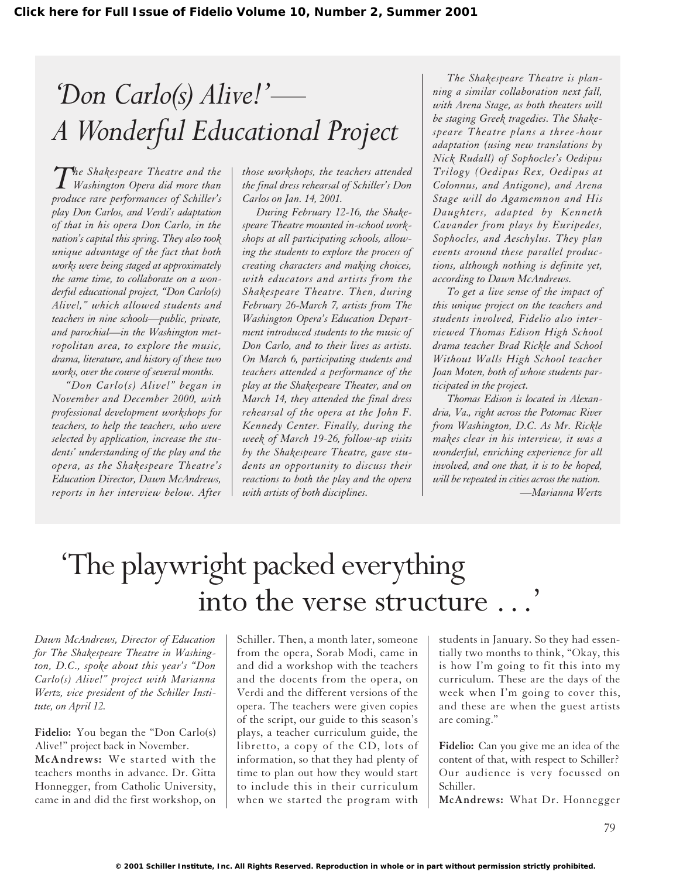**Click here for Full Issue of Fidelio Volume 10, Number 2, Summer 2001**

# 'Don Carlo(s) Alive!'—A Wonderful Educational Project

*The Shakespeare Theatre and the Washington Opera did more than produce rare performances of Schiller's play Don Carlos, and Verdi's adaptation of that in his opera Don Carlo, in the nation's capital this spring. They also took unique advantage of the fact that both works were being staged at approximately the same time, to collaborate on a wonderful educational project, "Don Carlo(s) Alive!," which allowed students and teachers in nine schools—public, private, and parochial—in the Washington metropolitan area, to explore the music, drama, literature, and history of these two works, over the course of several months.*

*"Don Carlo(s) Alive!" began in November and December 2000, with professional development workshops for teachers, to help the teachers, who were selected by application, increase the students' understanding of the play and the opera, as the Shakespeare Theatre's Education Director, Dawn McAndrews, reports in her interview below. After those workshops, the teachers attended the final dress rehearsal of Schiller's Don Carlos on Jan. 14, 2001.*

*During February 12-16, the Shakespeare Theatre mounted in-school workshops at all participating schools, allowing the students to explore the process of creating characters and making choices, with educators and artists from the Shakespeare Theatre. Then, during February 26-March 7, artists from The Washington Opera's Education Department introduced students to the music of Don Carlo, and to their lives as artists. On March 6, participating students and teachers attended a performance of the play at the Shakespeare Theater, and on March 14, they attended the final dress rehearsal of the opera at the John F. Kennedy Center. Finally, during the week of March 19-26, follow-up visits by the Shakespeare Theatre, gave students an opportunity to discuss their reactions to both the play and the opera with artists of both disciplines.*

*The Shakespeare Theatre is planning a similar collaboration next fall, with Arena Stage, as both theaters will be staging Greek tragedies. The Shakespeare Theatre plans a three-hour adaptation (using new translations by Nick Rudall) of Sophocles's Oedipus Trilogy (Oedipus Rex, Oedipus at Colonnus, and Antigone), and Arena Stage will do Agamemnon and His Daughters, adapted by Kenneth Cavander from plays by Euripedes, Sophocles, and Aeschylus. They plan events around these parallel productions, although nothing is definite yet, according to Dawn McAndrews.*

*To get a live sense of the impact of this unique project on the teachers and students involved, Fidelio also interviewed Thomas Edison High School drama teacher Brad Rickle and School Without Walls High School teacher Joan Moten, both of whose students participated in the project.*

*Thomas Edison is located in Alexandria, Va., right across the Potomac River from Washington, D.C. As Mr. Rickle makes clear in his interview, it was a wonderful, enriching experience for all involved, and one that, it is to be hoped, will be repeated in cities across the nation.*

*—Marianna Wertz*

# 'The playwright packed everything into the verse structure . . .'

*Dawn McAndrews, Director of Education for The Shakespeare Theatre in Washington, D.C., spoke about this year's "Don Carlo(s) Alive!" project with Marianna Wertz, vice president of the Schiller Institute, on April 12.*

**Fidelio:** You began the "Don Carlo(s) Alive!" project back in November.

**McAndrews:** We started with the teachers months in advance. Dr. Gitta Honnegger, from Catholic University, came in and did the first workshop, on Schiller. Then, a month later, someone from the opera, Sorab Modi, came in and did a workshop with the teachers and the docents from the opera, on Verdi and the different versions of the opera. The teachers were given copies of the script, our guide to this season's plays, a teacher curriculum guide, the libretto, a copy of the CD, lots of information, so that they had plenty of time to plan out how they would start to include this in their curriculum when we started the program with students in January. So they had essentially two months to think, "Okay, this is how I'm going to fit this into my curriculum. These are the days of the week when I'm going to cover this, and these are when the guest artists are coming."

**Fidelio:** Can you give me an idea of the content of that, with respect to Schiller? Our audience is very focussed on Schiller.

**McAndrews:** What Dr. Honnegger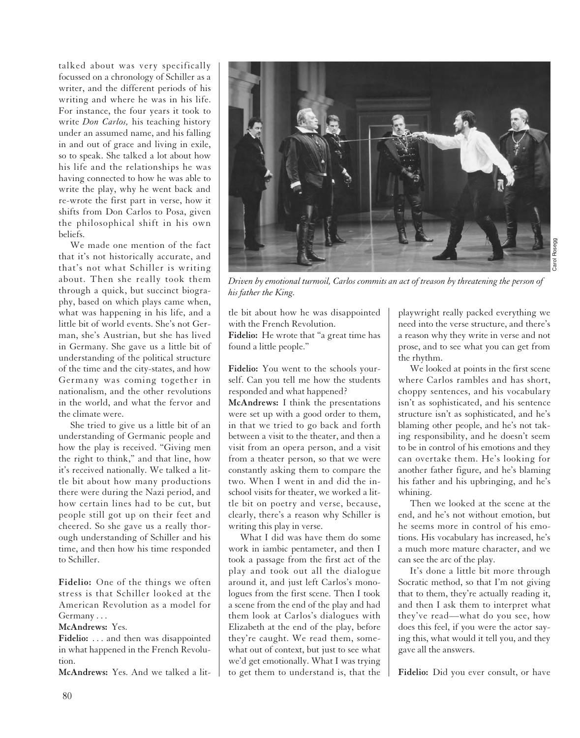talked about was very specifically focussed on a chronology of Schiller as a writer, and the different periods of his writing and where he was in his life. For instance, the four years it took to write *Don Carlos,* his teaching history under an assumed name, and his falling in and out of grace and living in exile, so to speak. She talked a lot about how his life and the relationships he was having connected to how he was able to write the play, why he went back and re-wrote the first part in verse, how it shifts from Don Carlos to Posa, given the philosophical shift in his own beliefs.

We made one mention of the fact that it's not historically accurate, and that's not what Schiller is writing about. Then she really took them through a quick, but succinct biography, based on which plays came when, what was happening in his life, and a little bit of world events. She's not German, she's Austrian, but she has lived in Germany. She gave us a little bit of understanding of the political structure of the time and the city-states, and how Germany was coming together in nationalism, and the other revolutions in the world, and what the fervor and the climate were.

She tried to give us a little bit of an understanding of Germanic people and how the play is received. "Giving men the right to think," and that line, how it's received nationally. We talked a little bit about how many productions there were during the Nazi period, and how certain lines had to be cut, but people still got up on their feet and cheered. So she gave us a really thorough understanding of Schiller and his time, and then how his time responded to Schiller.

**Fidelio:** One of the things we often stress is that Schiller looked at the American Revolution as a model for Germany . . .

**McAndrews:** Yes.

**Fidelio:** . . . and then was disappointed in what happened in the French Revolution.

**McAndrews:** Yes. And we talked a little bit about how he was disappointed with the French Revolution.

**Fidelio:** He wrote that "a great time has found a little people."

*Driven by emotional turmoil, Carlos commits an act of treason by threatening the person of his father the King.*

Carol Rosegg

**Fidelio:** You went to the schools yourself. Can you tell me how the students responded and what happened?

**McAndrews:** I think the presentations were set up with a good order to them, in that we tried to go back and forth between a visit to the theater, and then a visit from an opera person, and a visit from a theater person, so that we were constantly asking them to compare the two. When I went in and did the in-school visits for theater, we worked a little bit on poetry and verse, because, clearly, there's a reason why Schiller is writing this play in verse.

What I did was have them do some work in iambic pentameter, and then I took a passage from the first act of the play and took out all the dialogue around it, and just left Carlos's monologues from the first scene. Then I took a scene from the end of the play and had them look at Carlos's dialogues with Elizabeth at the end of the play, before they're caught. We read them, somewhat out of context, but just to see what we'd get emotionally. What I was trying to get them to understand is, that the playwright really packed everything we need into the verse structure, and there's a reason why they write in verse and not prose, and to see what you can get from the rhythm.

We looked at points in the first scene where Carlos rambles and has short, choppy sentences, and his vocabulary isn't as sophisticated, and his sentence structure isn't as sophisticated, and he's blaming other people, and he's not taking responsibility, and he doesn't seem to be in control of his emotions and they can overtake them. He's looking for another father figure, and he's blaming his father and his upbringing, and he's whining.

Then we looked at the scene at the end, and he's not without emotion, but he seems more in control of his emotions. His vocabulary has increased, he's a much more mature character, and we can see the arc of the play.

It's done a little bit more through Socratic method, so that I'm not giving that to them, they're actually reading it, and then I ask them to interpret what they've read—what do you see, how does this feel, if you were the actor saying this, what would it tell you, and they gave all the answers.

**Fidelio:** Did you ever consult, or have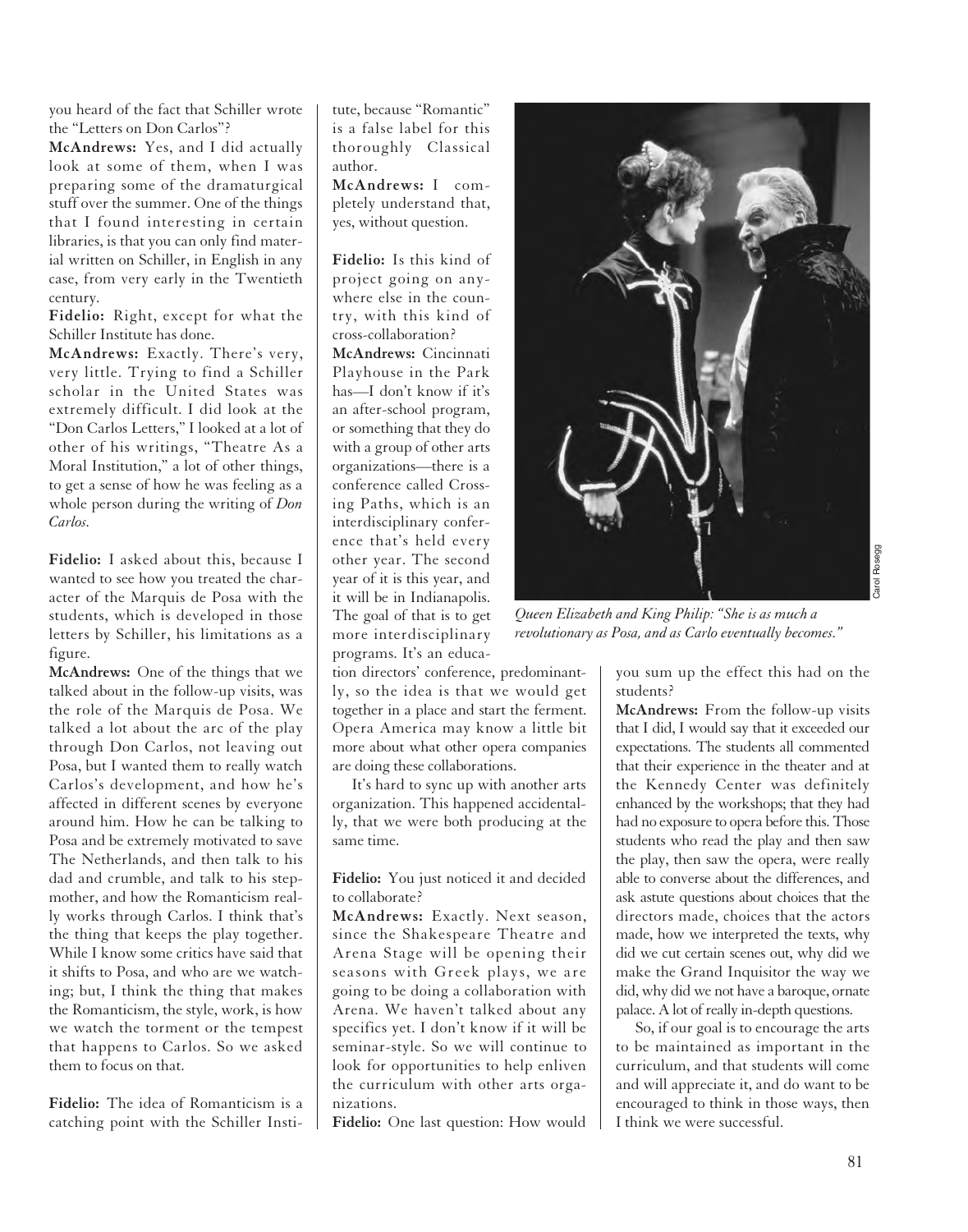you heard of the fact that Schiller wrote the "Letters on Don Carlos"?

**McAndrews:** Yes, and I did actually look at some of them, when I was preparing some of the dramaturgical stuff over the summer. One of the things that I found interesting in certain libraries, is that you can only find material written on Schiller, in English in any case, from very early in the Twentieth century.

**Fidelio:** Right, except for what the Schiller Institute has done.

**McAndrews:** Exactly. There's very, very little. Trying to find a Schiller scholar in the United States was extremely difficult. I did look at the "Don Carlos Letters," I looked at a lot of other of his writings, "Theatre As a Moral Institution," a lot of other things, to get a sense of how he was feeling as a whole person during the writing of *Don Carlos*.

**Fidelio:** I asked about this, because I wanted to see how you treated the character of the Marquis de Posa with the students, which is developed in those letters by Schiller, his limitations as a figure.

**McAndrews:** One of the things that we talked about in the follow-up visits, was the role of the Marquis de Posa. We talked a lot about the arc of the play through Don Carlos, not leaving out Posa, but I wanted them to really watch Carlos's development, and how he's affected in different scenes by everyone around him. How he can be talking to Posa and be extremely motivated to save The Netherlands, and then talk to his dad and crumble, and talk to his stepmother, and how the Romanticism really works through Carlos. I think that's the thing that keeps the play together. While I know some critics have said that it shifts to Posa, and who are we watching; but, I think the thing that makes the Romanticism, the style, work, is how we watch the torment or the tempest that happens to Carlos. So we asked them to focus on that.

**Fidelio:** The idea of Romanticism is a catching point with the Schiller Institute, because "Romantic" is a false label for this thoroughly Classical author.

**McAndrews:** I completely understand that, yes, without question.

**Fidelio:** Is this kind of project going on anywhere else in the country, with this kind of cross-collaboration?

**McAndrews:** Cincinnati Playhouse in the Park has—I don't know if it's an after-school program, or something that they do with a group of other arts organizations—there is a conference called Crossing Paths, which is an interdisciplinary conference that's held every other year. The second year of it is this year, and it will be in Indianapolis. The goal of that is to get more interdisciplinary programs. It's an education directors' conference, predominantly, so the idea is that we would get together in a place and start the ferment. Opera America may know a little bit more about what other opera companies are doing these collaborations.

It's hard to sync up with another arts organization. This happened accidentally, that we were both producing at the same time.

**Fidelio:** You just noticed it and decided to collaborate?

**McAndrews:** Exactly. Next season, since the Shakespeare Theatre and Arena Stage will be opening their seasons with Greek plays, we are going to be doing a collaboration with Arena. We haven't talked about any specifics yet. I don't know if it will be seminar-style. So we will continue to look for opportunities to help enliven the curriculum with other arts organizations.

**Fidelio:** One last question: How would you sum up the effect this had on the students?

**McAndrews:** From the follow-up visits that I did, I would say that it exceeded our expectations. The students all commented that their experience in the theater and at the Kennedy Center was definitely enhanced by the workshops; that they had had no exposure to opera before this. Those students who read the play and then saw the play, then saw the opera, were really able to converse about the differences, and ask astute questions about choices that the directors made, choices that the actors made, how we interpreted the texts, why did we cut certain scenes out, why did we make the Grand Inquisitor the way we did, why did we not have a baroque, ornate palace. A lot of really in-depth questions.

So, if our goal is to encourage the arts to be maintained as important in the curriculum, and that students will come and will appreciate it, and do want to be encouraged to think in those ways, then I think we were successful.

Carol Rosegg

*Queen Elizabeth and King Philip: "She is as much a revolutionary as Posa, and as Carlo eventually becomes."*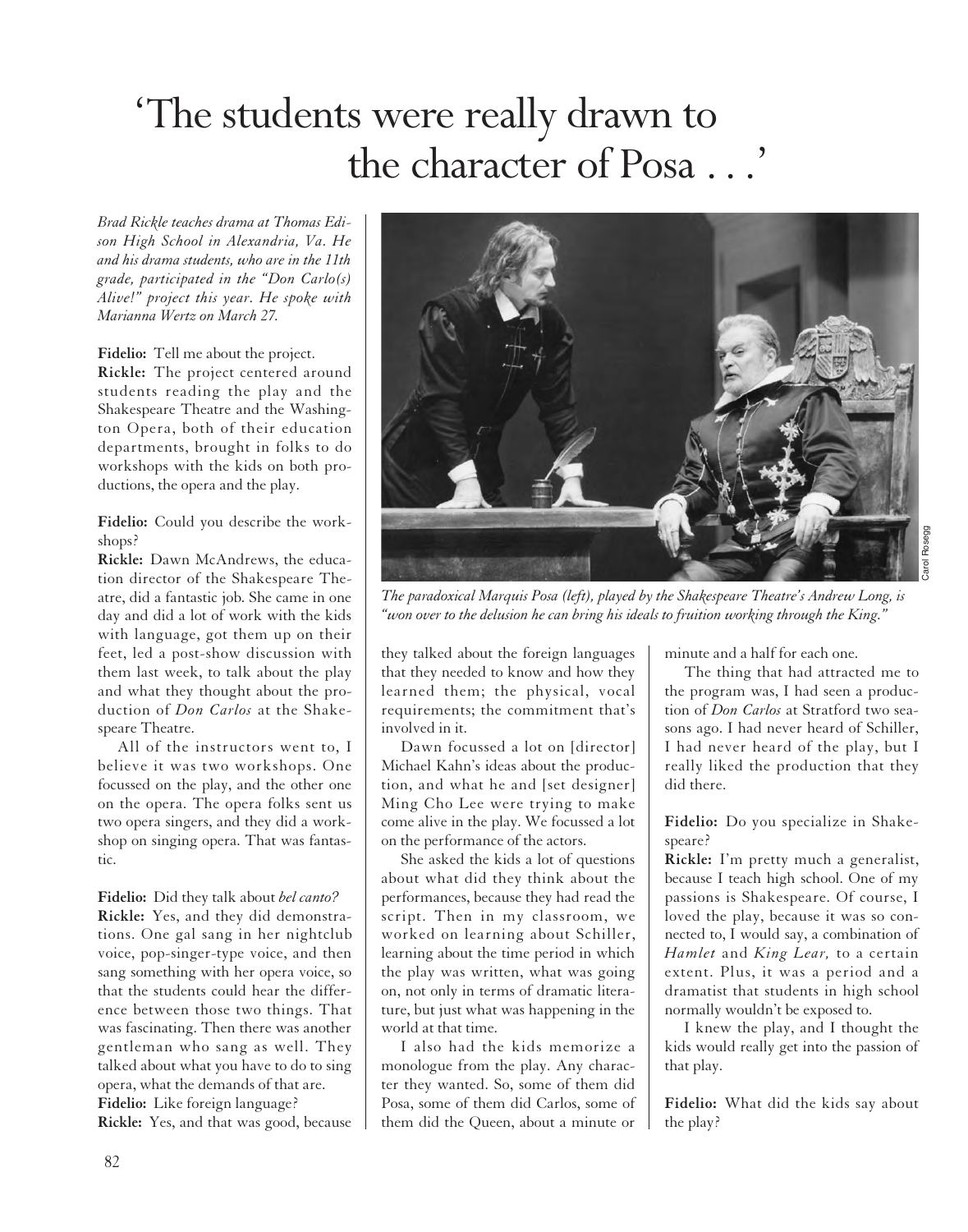# 'The students were really drawn to the character of Posa . . .'

*Brad Rickle teaches drama at Thomas Edison High School in Alexandria, Va. He and his drama students, who are in the 11th grade, participated in the "Don Carlo(s) Alive!" project this year. He spoke with Marianna Wertz on March 27.*

**Fidelio:** Tell me about the project.

**Rickle:** The project centered around students reading the play and the Shakespeare Theatre and the Washington Opera, both of their education departments, brought in folks to do workshops with the kids on both productions, the opera and the play.

**Fidelio:** Could you describe the workshops?

**Rickle:** Dawn McAndrews, the education director of the Shakespeare Theatre, did a fantastic job. She came in one day and did a lot of work with the kids with language, got them up on their feet, led a post-show discussion with them last week, to talk about the play and what they thought about the production of *Don Carlos* at the Shakespeare Theatre.

All of the instructors went to, I believe it was two workshops. One focussed on the play, and the other one on the opera. The opera folks sent us two opera singers, and they did a workshop on singing opera. That was fantastic.

**Fidelio:** Did they talk about *bel canto?*

**Rickle:** Yes, and they did demonstrations. One gal sang in her nightclub voice, pop-singer-type voice, and then sang something with her opera voice, so that the students could hear the difference between those two things. That was fascinating. Then there was another gentleman who sang as well. They talked about what you have to do to sing opera, what the demands of that are.

**Fidelio:** Like foreign language?

**Rickle:** Yes, and that was good, because they talked about the foreign languages that they needed to know and how they learned them; the physical, vocal requirements; the commitment that's involved in it.

Dawn focussed a lot on [director] Michael Kahn's ideas about the production, and what he and [set designer] Ming Cho Lee were trying to make come alive in the play. We focussed a lot on the performance of the actors.

She asked the kids a lot of questions about what did they think about the performances, because they had read the script. Then in my classroom, we worked on learning about Schiller, learning about the time period in which the play was written, what was going on, not only in terms of dramatic literature, but just what was happening in the world at that time.

I also had the kids memorize a monologue from the play. Any character they wanted. So, some of them did Posa, some of them did Carlos, some of them did the Queen, about a minute or minute and a half for each one.

The thing that had attracted me to the program was, I had seen a production of *Don Carlos* at Stratford two seasons ago. I had never heard of Schiller, I had never heard of the play, but I really liked the production that they did there.

**Fidelio:** Do you specialize in Shakespeare?

**Rickle:** I'm pretty much a generalist, because I teach high school. One of my passions is Shakespeare. Of course, I loved the play, because it was so connected to, I would say, a combination of *Hamlet* and *King Lear,* to a certain extent. Plus, it was a period and a dramatist that students in high school normally wouldn't be exposed to.

I knew the play, and I thought the kids would really get into the passion of that play.

**Fidelio:** What did the kids say about the play?

*The paradoxical Marquis Posa (left), played by the Shakespeare Theatre's Andrew Long, is "won over to the delusion he can bring his ideals to fruition working through the King."*

Carol Rosegg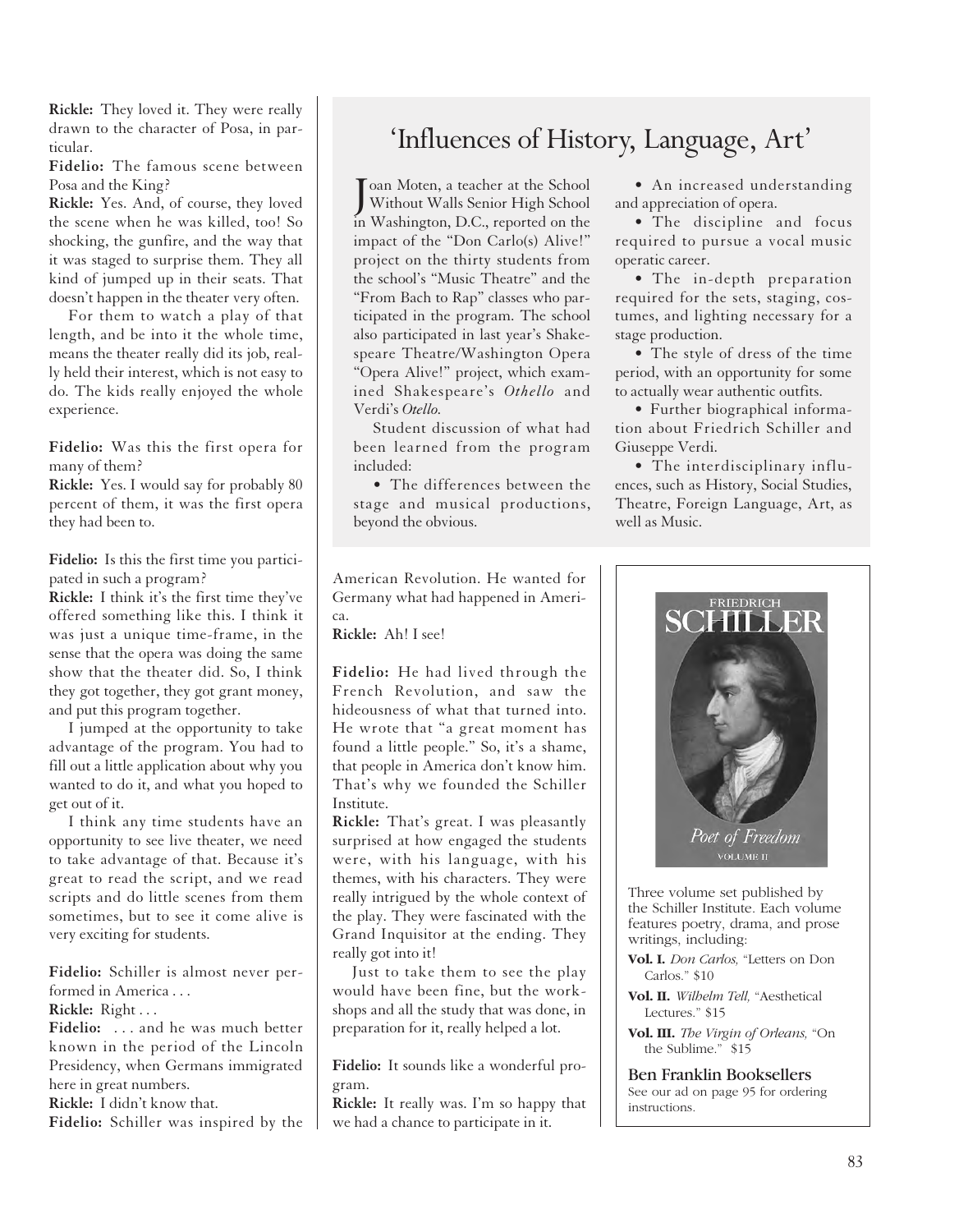**Rickle:** They loved it. They were really drawn to the character of Posa, in particular.

**Fidelio:** The famous scene between Posa and the King?

**Rickle:** Yes. And, of course, they loved the scene when he was killed, too! So shocking, the gunfire, and the way that it was staged to surprise them. They all kind of jumped up in their seats. That doesn't happen in the theater very often.

For them to watch a play of that length, and be into it the whole time, means the theater really did its job, really held their interest, which is not easy to do. The kids really enjoyed the whole experience.

**Fidelio:** Was this the first opera for many of them?

**Rickle:** Yes. I would say for probably 80 percent of them, it was the first opera they had been to.

**Fidelio:** Is this the first time you participated in such a program?

**Rickle:** I think it's the first time they've offered something like this. I think it was just a unique time-frame, in the sense that the opera was doing the same show that the theater did. So, I think they got together, they got grant money, and put this program together.

I jumped at the opportunity to take advantage of the program. You had to fill out a little application about why you wanted to do it, and what you hoped to get out of it.

I think any time students have an opportunity to see live theater, we need to take advantage of that. Because it's great to read the script, and we read scripts and do little scenes from them sometimes, but to see it come alive is very exciting for students.

**Fidelio:** Schiller is almost never performed in America . . .

**Rickle:** Right . . .

**Fidelio:** . . . and he was much better known in the period of the Lincoln Presidency, when Germans immigrated here in great numbers.

**Rickle:** I didn't know that.

**Fidelio:** Schiller was inspired by the American Revolution. He wanted for Germany what had happened in America.

**Rickle:** Ah! I see!

**Fidelio:** He had lived through the French Revolution, and saw the hideousness of what that turned into. He wrote that "a great moment has found a little people." So, it's a shame, that people in America don't know him. That's why we founded the Schiller Institute.

**Rickle:** That's great. I was pleasantly surprised at how engaged the students were, with his language, with his themes, with his characters. They were really intrigued by the whole context of the play. They were fascinated with the Grand Inquisitor at the ending. They really got into it!

Just to take them to see the play would have been fine, but the workshops and all the study that was done, in preparation for it, really helped a lot.

**Fidelio:** It sounds like a wonderful program.

**Rickle:** It really was. I'm so happy that we had a chance to participate in it.

## 'Influences of History, Language, Art'

Joan Moten, a teacher at the School Without Walls Senior High School in Washington, D.C., reported on the impact of the "Don Carlo(s) Alive!" project on the thirty students from the school's "Music Theatre" and the "From Bach to Rap" classes who participated in the program. The school also participated in last year's Shakespeare Theatre/Washington Opera "Opera Alive!" project, which examined Shakespeare's *Othello* and Verdi's *Otello*.

Student discussion of what had been learned from the program included:

- The differences between the stage and musical productions, beyond the obvious.
- An increased understanding and appreciation of opera.
- The discipline and focus required to pursue a vocal music operatic career.
- The in-depth preparation required for the sets, staging, costumes, and lighting necessary for a stage production.
- The style of dress of the time period, with an opportunity for some to actually wear authentic outfits.
- Further biographical information about Friedrich Schiller and Giuseppe Verdi.
- The interdisciplinary influences, such as History, Social Studies, Theatre, Foreign Language, Art, as well as Music.

FRIEDRICH SCHILLER

*Poet of Freedom*

VOLUME II

Three volume set published by the Schiller Institute. Each volume features poetry, drama, and prose writings, including:

**Vol. I.** *Don Carlos,* "Letters on Don Carlos." $10

**Vol. II.** *Wilhelm Tell,* "Aesthetical Lectures." $15

**Vol. III.** *The Virgin of Orleans,* "On the Sublime." $15

Ben Franklin Booksellers

See our ad on page 95 for ordering instructions.